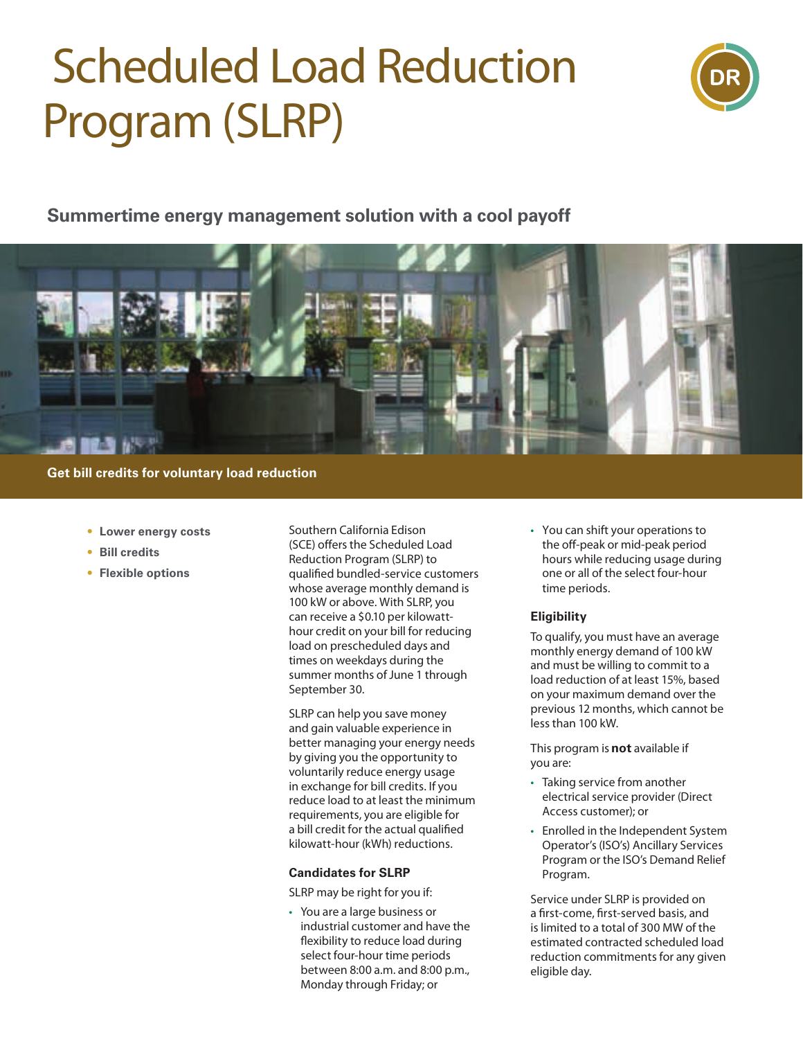# Scheduled Load Reduction Program (SLRP)

DR

## Summertime energy management solution with a cool payoff

**Get bill credits for voluntary load reduction**

- **Lower energy costs**
- **Bill credits**
- **Flexible options**

Southern California Edison (SCE) offers the Scheduled Load Reduction Program (SLRP) to qualified bundled-service customers whose average monthly demand is 100 kW or above. With SLRP, you can receive a $0.10 per kilowatt-hour credit on your bill for reducing load on prescheduled days and times on weekdays during the summer months of June 1 through September 30.

SLRP can help you save money and gain valuable experience in better managing your energy needs by giving you the opportunity to voluntarily reduce energy usage in exchange for bill credits. If you reduce load to at least the minimum requirements, you are eligible for a bill credit for the actual qualified kilowatt-hour (kWh) reductions.

### Candidates for SLRP

SLRP may be right for you if:

- You are a large business or industrial customer and have the flexibility to reduce load during select four-hour time periods between 8:00 a.m. and 8:00 p.m., Monday through Friday; or
- You can shift your operations to the off-peak or mid-peak period hours while reducing usage during one or all of the select four-hour time periods.

### Eligibility

To qualify, you must have an average monthly energy demand of 100 kW and must be willing to commit to a load reduction of at least 15%, based on your maximum demand over the previous 12 months, which cannot be less than 100 kW.

This program is **not** available if you are:

- Taking service from another electrical service provider (Direct Access customer); or
- Enrolled in the Independent System Operator's (ISO's) Ancillary Services Program or the ISO's Demand Relief Program.

Service under SLRP is provided on a first-come, first-served basis, and is limited to a total of 300 MW of the estimated contracted scheduled load reduction commitments for any given eligible day.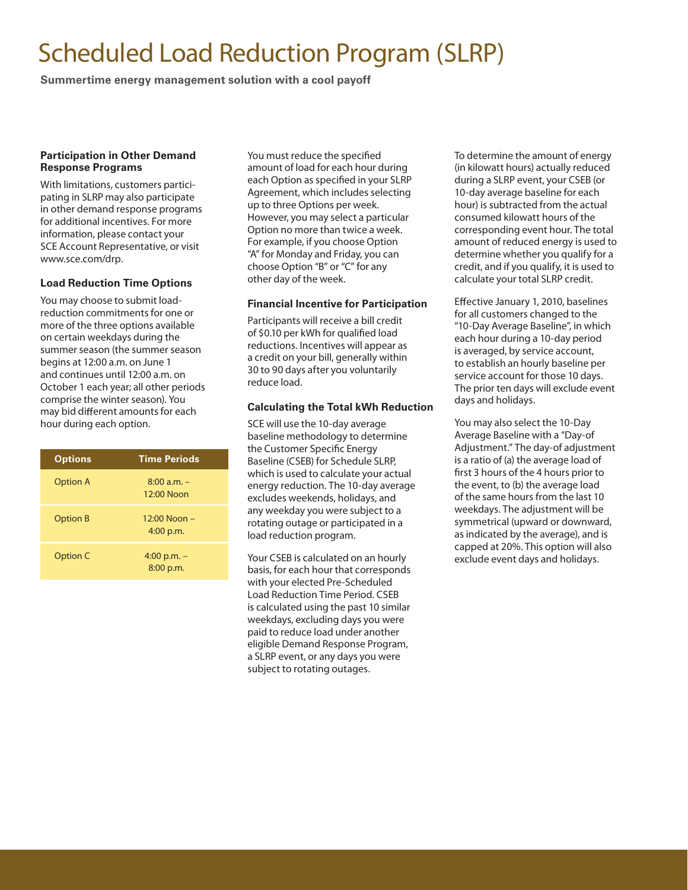# Scheduled Load Reduction Program (SLRP)

**Summertime energy management solution with a cool payoff**

### Participation in Other Demand Response Programs

With limitations, customers participating in SLRP may also participate in other demand response programs for additional incentives. For more information, please contact your SCE Account Representative, or visit www.sce.com/drp.

### Load Reduction Time Options

You may choose to submit load-reduction commitments for one or more of the three options available on certain weekdays during the summer season (the summer season begins at 12:00 a.m. on June 1 and continues until 12:00 a.m. on October 1 each year; all other periods comprise the winter season). You may bid different amounts for each hour during each option.

| Options | Time Periods |
|---|---|
| Option A | 8:00 a.m. – 12:00 Noon |
| Option B | 12:00 Noon – 4:00 p.m. |
| Option C | 4:00 p.m. – 8:00 p.m. |

You must reduce the specified amount of load for each hour during each Option as specified in your SLRP Agreement, which includes selecting up to three Options per week. However, you may select a particular Option no more than twice a week. For example, if you choose Option "A" for Monday and Friday, you can choose Option "B" or "C" for any other day of the week.

### Financial Incentive for Participation

Participants will receive a bill credit of $0.10 per kWh for qualified load reductions. Incentives will appear as a credit on your bill, generally within 30 to 90 days after you voluntarily reduce load.

### Calculating the Total kWh Reduction

SCE will use the 10-day average baseline methodology to determine the Customer Specific Energy Baseline (CSEB) for Schedule SLRP, which is used to calculate your actual energy reduction. The 10-day average excludes weekends, holidays, and any weekday you were subject to a rotating outage or participated in a load reduction program.

Your CSEB is calculated on an hourly basis, for each hour that corresponds with your elected Pre-Scheduled Load Reduction Time Period. CSEB is calculated using the past 10 similar weekdays, excluding days you were paid to reduce load under another eligible Demand Response Program, a SLRP event, or any days you were subject to rotating outages.

To determine the amount of energy (in kilowatt hours) actually reduced during a SLRP event, your CSEB (or 10-day average baseline for each hour) is subtracted from the actual consumed kilowatt hours of the corresponding event hour. The total amount of reduced energy is used to determine whether you qualify for a credit, and if you qualify, it is used to calculate your total SLRP credit.

Effective January 1, 2010, baselines for all customers changed to the "10-Day Average Baseline", in which each hour during a 10-day period is averaged, by service account, to establish an hourly baseline per service account for those 10 days. The prior ten days will exclude event days and holidays.

You may also select the 10-Day Average Baseline with a "Day-of Adjustment." The day-of adjustment is a ratio of (a) the average load of first 3 hours of the 4 hours prior to the event, to (b) the average load of the same hours from the last 10 weekdays. The adjustment will be symmetrical (upward or downward, as indicated by the average), and is capped at 20%. This option will also exclude event days and holidays.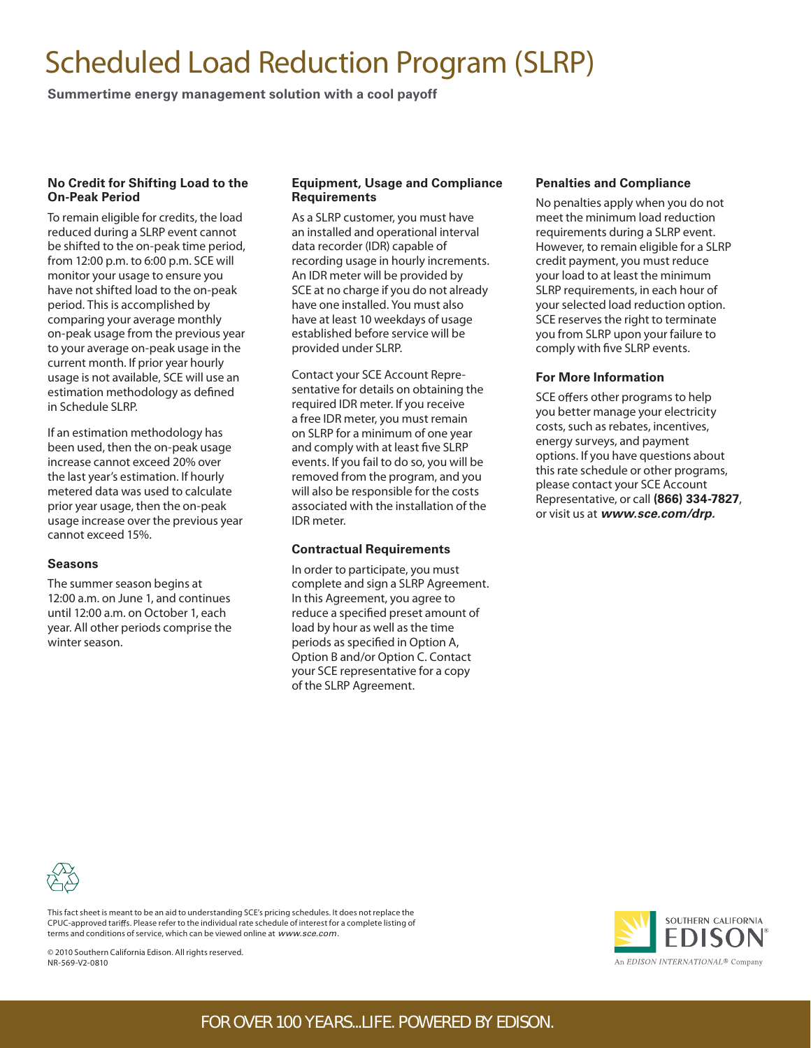# Scheduled Load Reduction Program (SLRP)

**Summertime energy management solution with a cool payoff**

### No Credit for Shifting Load to the On-Peak Period

To remain eligible for credits, the load reduced during a SLRP event cannot be shifted to the on-peak time period, from 12:00 p.m. to 6:00 p.m. SCE will monitor your usage to ensure you have not shifted load to the on-peak period. This is accomplished by comparing your average monthly on-peak usage from the previous year to your average on-peak usage in the current month. If prior year hourly usage is not available, SCE will use an estimation methodology as defined in Schedule SLRP.

If an estimation methodology has been used, then the on-peak usage increase cannot exceed 20% over the last year's estimation. If hourly metered data was used to calculate prior year usage, then the on-peak usage increase over the previous year cannot exceed 15%.

### Seasons

The summer season begins at 12:00 a.m. on June 1, and continues until 12:00 a.m. on October 1, each year. All other periods comprise the winter season.

### Equipment, Usage and Compliance Requirements

As a SLRP customer, you must have an installed and operational interval data recorder (IDR) capable of recording usage in hourly increments. An IDR meter will be provided by SCE at no charge if you do not already have one installed. You must also have at least 10 weekdays of usage established before service will be provided under SLRP.

Contact your SCE Account Representative for details on obtaining the required IDR meter. If you receive a free IDR meter, you must remain on SLRP for a minimum of one year and comply with at least five SLRP events. If you fail to do so, you will be removed from the program, and you will also be responsible for the costs associated with the installation of the IDR meter.

### Contractual Requirements

In order to participate, you must complete and sign a SLRP Agreement. In this Agreement, you agree to reduce a specified preset amount of load by hour as well as the time periods as specified in Option A, Option B and/or Option C. Contact your SCE representative for a copy of the SLRP Agreement.

### Penalties and Compliance

No penalties apply when you do not meet the minimum load reduction requirements during a SLRP event. However, to remain eligible for a SLRP credit payment, you must reduce your load to at least the minimum SLRP requirements, in each hour of your selected load reduction option. SCE reserves the right to terminate you from SLRP upon your failure to comply with five SLRP events.

### For More Information

SCE offers other programs to help you better manage your electricity costs, such as rebates, incentives, energy surveys, and payment options. If you have questions about this rate schedule or other programs, please contact your SCE Account Representative, or call **(866) 334-7827**, or visit us at ***www.sce.com/drp.***

This fact sheet is meant to be an aid to understanding SCE's pricing schedules. It does not replace the CPUC-approved tariffs. Please refer to the individual rate schedule of interest for a complete listing of terms and conditions of service, which can be viewed online at *www.sce.com*.

© 2010 Southern California Edison. All rights reserved.
NR-569-V2-0810

SOUTHERN CALIFORNIA EDISON®
An EDISON INTERNATIONAL® Company

FOR OVER 100 YEARS...LIFE. POWERED BY EDISON.